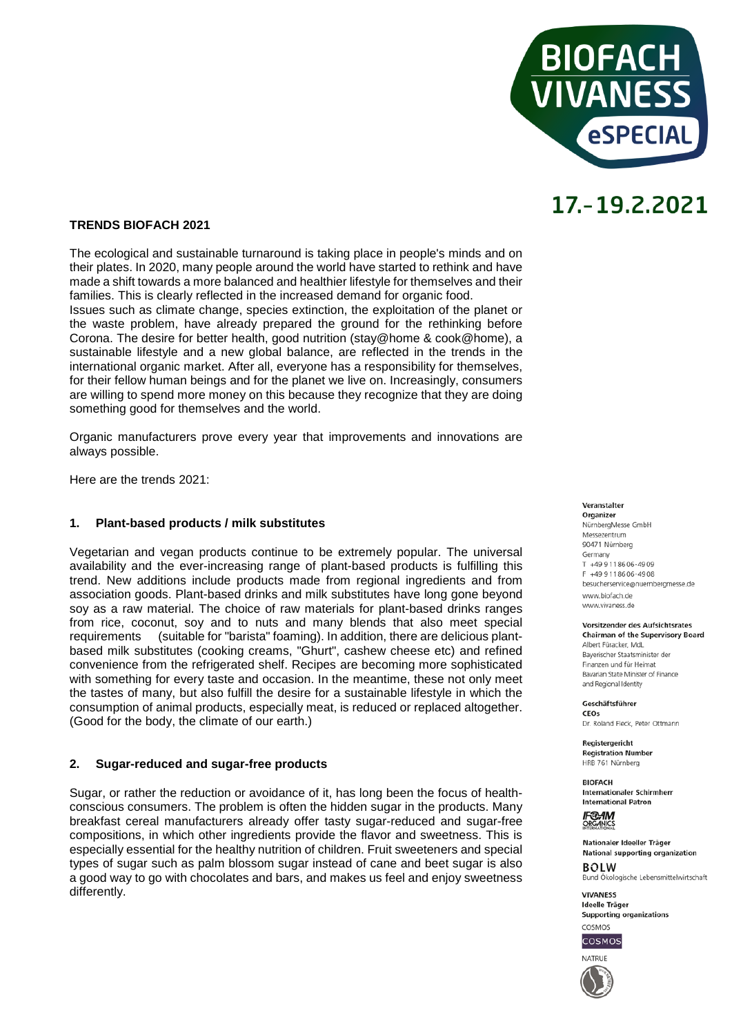**TRENDS BIOFACH 2021**

The ecological and sustainable turnaround is taking place in people's minds and on their plates. In 2020, many people around the world have started to rethink and have made a shift towards a more balanced and healthier lifestyle for themselves and their families. This is clearly reflected in the increased demand for organic food.
Issues such as climate change, species extinction, the exploitation of the planet or the waste problem, have already prepared the ground for the rethinking before Corona. The desire for better health, good nutrition (stay@home & cook@home), a sustainable lifestyle and a new global balance, are reflected in the trends in the international organic market. After all, everyone has a responsibility for themselves, for their fellow human beings and for the planet we live on. Increasingly, consumers are willing to spend more money on this because they recognize that they are doing something good for themselves and the world.

Organic manufacturers prove every year that improvements and innovations are always possible.

Here are the trends 2021:

## 1. Plant-based products / milk substitutes

Vegetarian and vegan products continue to be extremely popular. The universal availability and the ever-increasing range of plant-based products is fulfilling this trend. New additions include products made from regional ingredients and from association goods. Plant-based drinks and milk substitutes have long gone beyond soy as a raw material. The choice of raw materials for plant-based drinks ranges from rice, coconut, soy and to nuts and many blends that also meet special requirements (suitable for "barista" foaming). In addition, there are delicious plant-based milk substitutes (cooking creams, "Ghurt", cashew cheese etc) and refined convenience from the refrigerated shelf. Recipes are becoming more sophisticated with something for every taste and occasion. In the meantime, these not only meet the tastes of many, but also fulfill the desire for a sustainable lifestyle in which the consumption of animal products, especially meat, is reduced or replaced altogether. (Good for the body, the climate of our earth.)

## 2. Sugar-reduced and sugar-free products

Sugar, or rather the reduction or avoidance of it, has long been the focus of health-conscious consumers. The problem is often the hidden sugar in the products. Many breakfast cereal manufacturers already offer tasty sugar-reduced and sugar-free compositions, in which other ingredients provide the flavor and sweetness. This is especially essential for the healthy nutrition of children. Fruit sweeteners and special types of sugar such as palm blossom sugar instead of cane and beet sugar is also a good way to go with chocolates and bars, and makes us feel and enjoy sweetness differently.

BIOFACH VIVANESS eSPECIAL

17.-19.2.2021

**Veranstalter**
**Organizer**
NürnbergMesse GmbH
Messezentrum
90471 Nürnberg
Germany
T +49 9 11 86 06-49 09
F +49 9 11 86 06-49 08
besucherservice@nuernbergmesse.de
www.biofach.de
www.vivaness.de

**Vorsitzender des Aufsichtsrates**
**Chairman of the Supervisory Board**
Albert Füracker, MdL
Bayerischer Staatsminister der Finanzen und für Heimat
Bavarian State Minister of Finance and Regional Identity

**Geschäftsführer**
**CEOs**
Dr. Roland Fleck, Peter Ottmann

**Registergericht**
**Registration Number**
HRB 761 Nürnberg

**BIOFACH**
**Internationaler Schirmherr**
**International Patron**
IFOAM ORGANICS INTERNATIONAL

**Nationaler Ideeller Träger**
**National supporting organization**
BOLW
Bund Ökologische Lebensmittelwirtschaft

**VIVANESS**
**Ideelle Träger**
**Supporting organizations**
COSMOS
NATRUE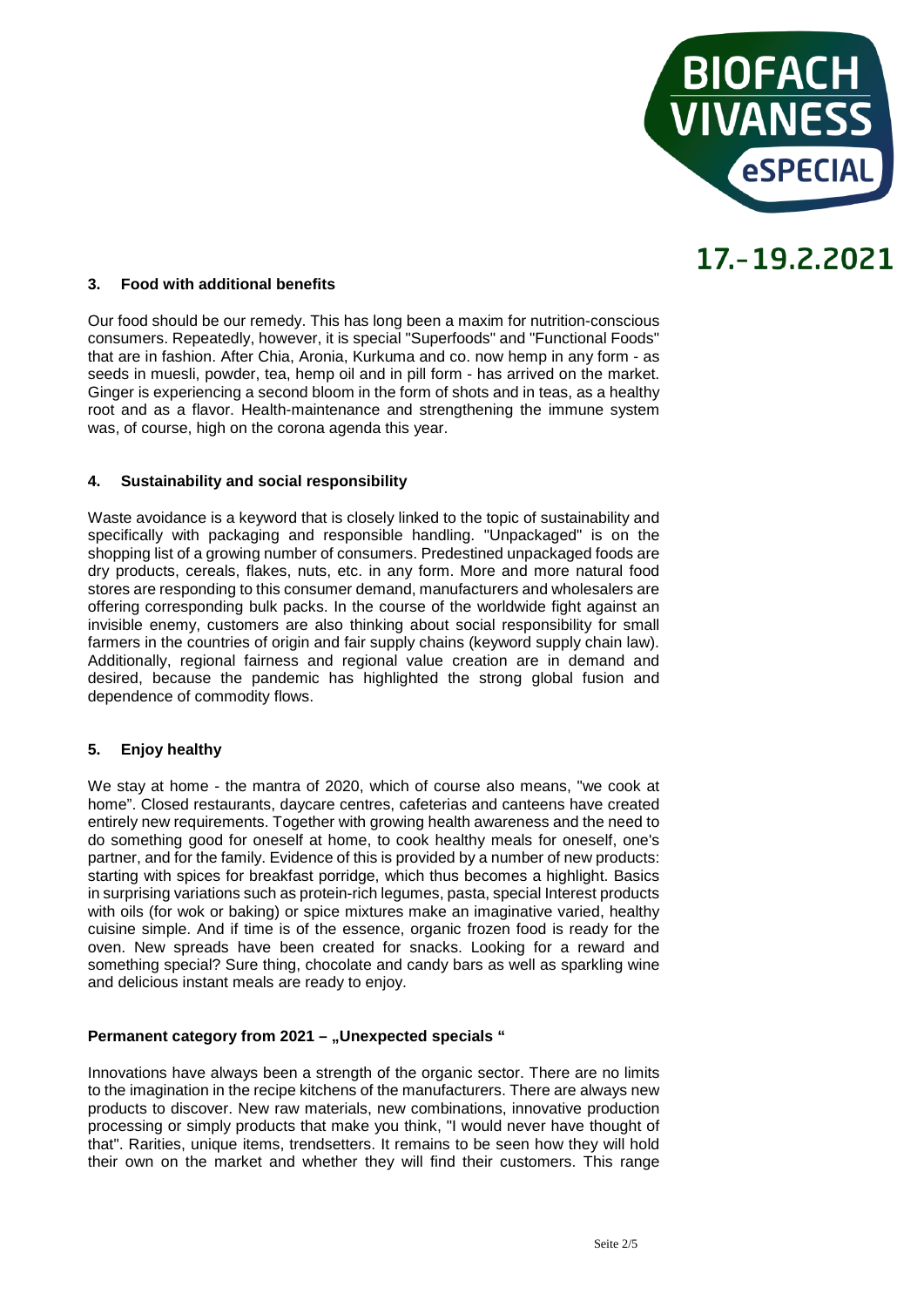### 3. Food with additional benefits

Our food should be our remedy. This has long been a maxim for nutrition-conscious consumers. Repeatedly, however, it is special "Superfoods" and "Functional Foods" that are in fashion. After Chia, Aronia, Kurkuma and co. now hemp in any form - as seeds in muesli, powder, tea, hemp oil and in pill form - has arrived on the market. Ginger is experiencing a second bloom in the form of shots and in teas, as a healthy root and as a flavor. Health-maintenance and strengthening the immune system was, of course, high on the corona agenda this year.

### 4. Sustainability and social responsibility

Waste avoidance is a keyword that is closely linked to the topic of sustainability and specifically with packaging and responsible handling. "Unpackaged" is on the shopping list of a growing number of consumers. Predestined unpackaged foods are dry products, cereals, flakes, nuts, etc. in any form. More and more natural food stores are responding to this consumer demand, manufacturers and wholesalers are offering corresponding bulk packs. In the course of the worldwide fight against an invisible enemy, customers are also thinking about social responsibility for small farmers in the countries of origin and fair supply chains (keyword supply chain law). Additionally, regional fairness and regional value creation are in demand and desired, because the pandemic has highlighted the strong global fusion and dependence of commodity flows.

### 5. Enjoy healthy

We stay at home - the mantra of 2020, which of course also means, "we cook at home". Closed restaurants, daycare centres, cafeterias and canteens have created entirely new requirements. Together with growing health awareness and the need to do something good for oneself at home, to cook healthy meals for oneself, one's partner, and for the family. Evidence of this is provided by a number of new products: starting with spices for breakfast porridge, which thus becomes a highlight. Basics in surprising variations such as protein-rich legumes, pasta, special Interest products with oils (for wok or baking) or spice mixtures make an imaginative varied, healthy cuisine simple. And if time is of the essence, organic frozen food is ready for the oven. New spreads have been created for snacks. Looking for a reward and something special? Sure thing, chocolate and candy bars as well as sparkling wine and delicious instant meals are ready to enjoy.

### Permanent category from 2021 – „Unexpected specials "

Innovations have always been a strength of the organic sector. There are no limits to the imagination in the recipe kitchens of the manufacturers. There are always new products to discover. New raw materials, new combinations, innovative production processing or simply products that make you think, "I would never have thought of that". Rarities, unique items, trendsetters. It remains to be seen how they will hold their own on the market and whether they will find their customers. This range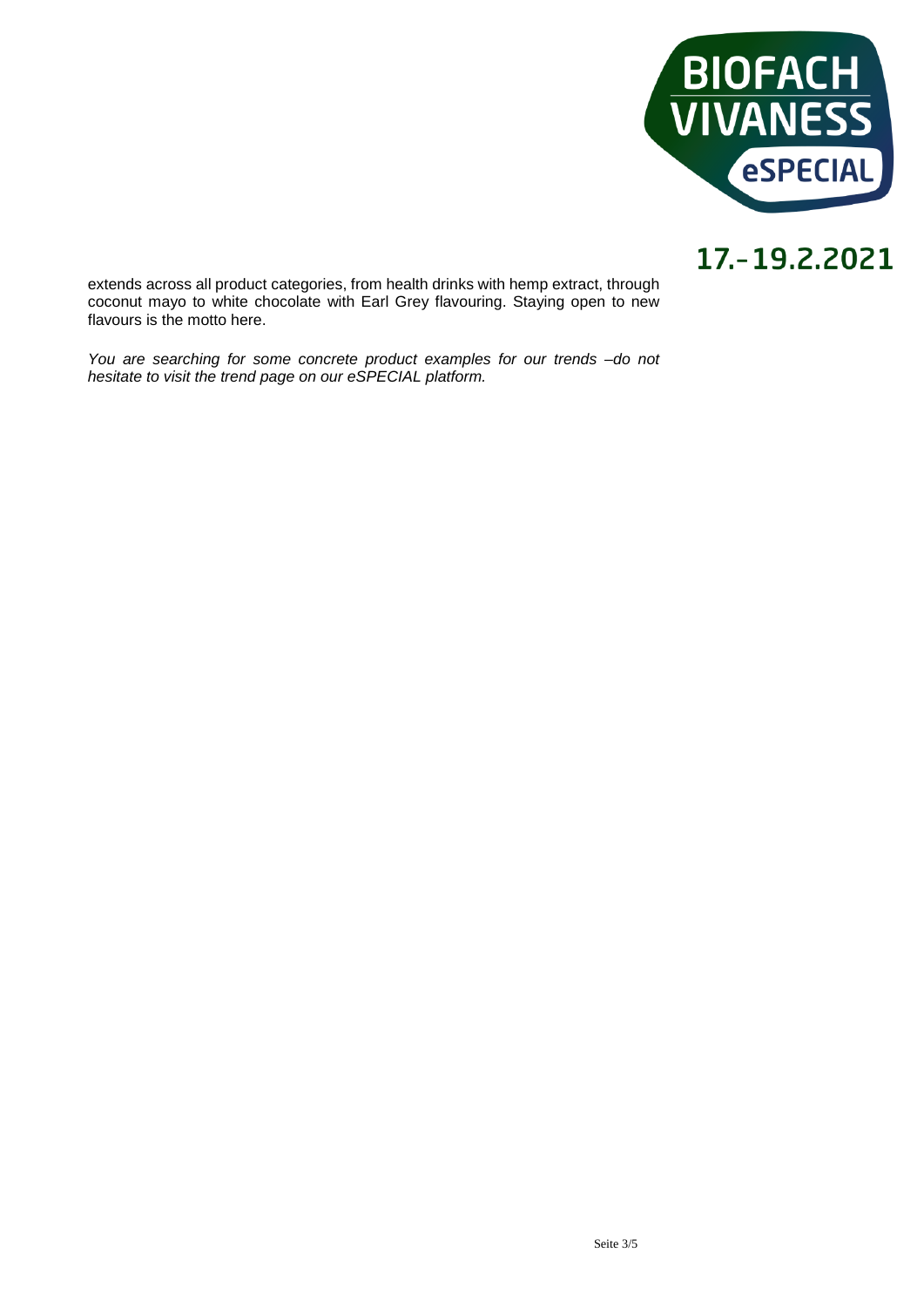extends across all product categories, from health drinks with hemp extract, through coconut mayo to white chocolate with Earl Grey flavouring. Staying open to new flavours is the motto here.

*You are searching for some concrete product examples for our trends –do not hesitate to visit the trend page on our eSPECIAL platform.*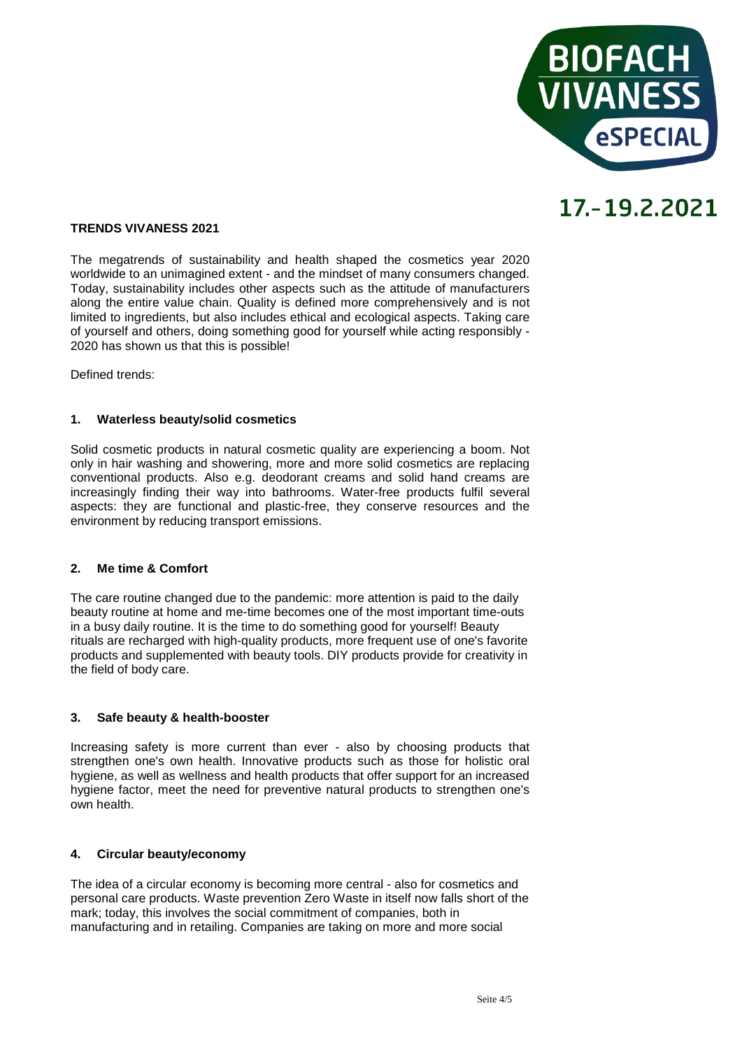## TRENDS VIVANESS 2021

The megatrends of sustainability and health shaped the cosmetics year 2020 worldwide to an unimagined extent - and the mindset of many consumers changed. Today, sustainability includes other aspects such as the attitude of manufacturers along the entire value chain. Quality is defined more comprehensively and is not limited to ingredients, but also includes ethical and ecological aspects. Taking care of yourself and others, doing something good for yourself while acting responsibly - 2020 has shown us that this is possible!

Defined trends:

### 1. Waterless beauty/solid cosmetics

Solid cosmetic products in natural cosmetic quality are experiencing a boom. Not only in hair washing and showering, more and more solid cosmetics are replacing conventional products. Also e.g. deodorant creams and solid hand creams are increasingly finding their way into bathrooms. Water-free products fulfil several aspects: they are functional and plastic-free, they conserve resources and the environment by reducing transport emissions.

### 2. Me time & Comfort

The care routine changed due to the pandemic: more attention is paid to the daily beauty routine at home and me-time becomes one of the most important time-outs in a busy daily routine. It is the time to do something good for yourself! Beauty rituals are recharged with high-quality products, more frequent use of one's favorite products and supplemented with beauty tools. DIY products provide for creativity in the field of body care.

### 3. Safe beauty & health-booster

Increasing safety is more current than ever - also by choosing products that strengthen one's own health. Innovative products such as those for holistic oral hygiene, as well as wellness and health products that offer support for an increased hygiene factor, meet the need for preventive natural products to strengthen one's own health.

### 4. Circular beauty/economy

The idea of a circular economy is becoming more central - also for cosmetics and personal care products. Waste prevention Zero Waste in itself now falls short of the mark; today, this involves the social commitment of companies, both in manufacturing and in retailing. Companies are taking on more and more social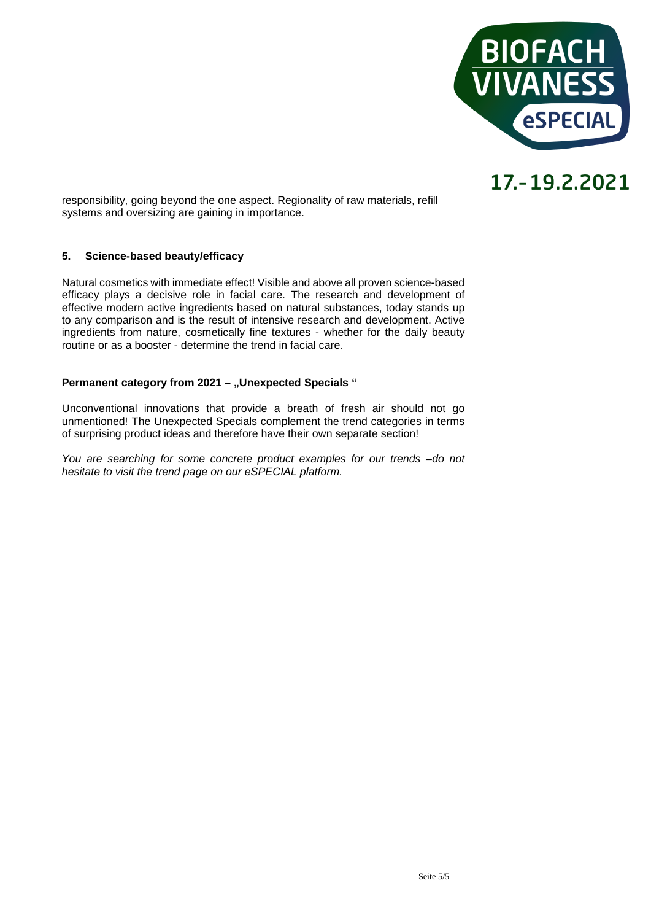responsibility, going beyond the one aspect. Regionality of raw materials, refill systems and oversizing are gaining in importance.

### 5. Science-based beauty/efficacy

Natural cosmetics with immediate effect! Visible and above all proven science-based efficacy plays a decisive role in facial care. The research and development of effective modern active ingredients based on natural substances, today stands up to any comparison and is the result of intensive research and development. Active ingredients from nature, cosmetically fine textures - whether for the daily beauty routine or as a booster - determine the trend in facial care.

### Permanent category from 2021 – „Unexpected Specials "

Unconventional innovations that provide a breath of fresh air should not go unmentioned! The Unexpected Specials complement the trend categories in terms of surprising product ideas and therefore have their own separate section!

*You are searching for some concrete product examples for our trends –do not hesitate to visit the trend page on our eSPECIAL platform.*